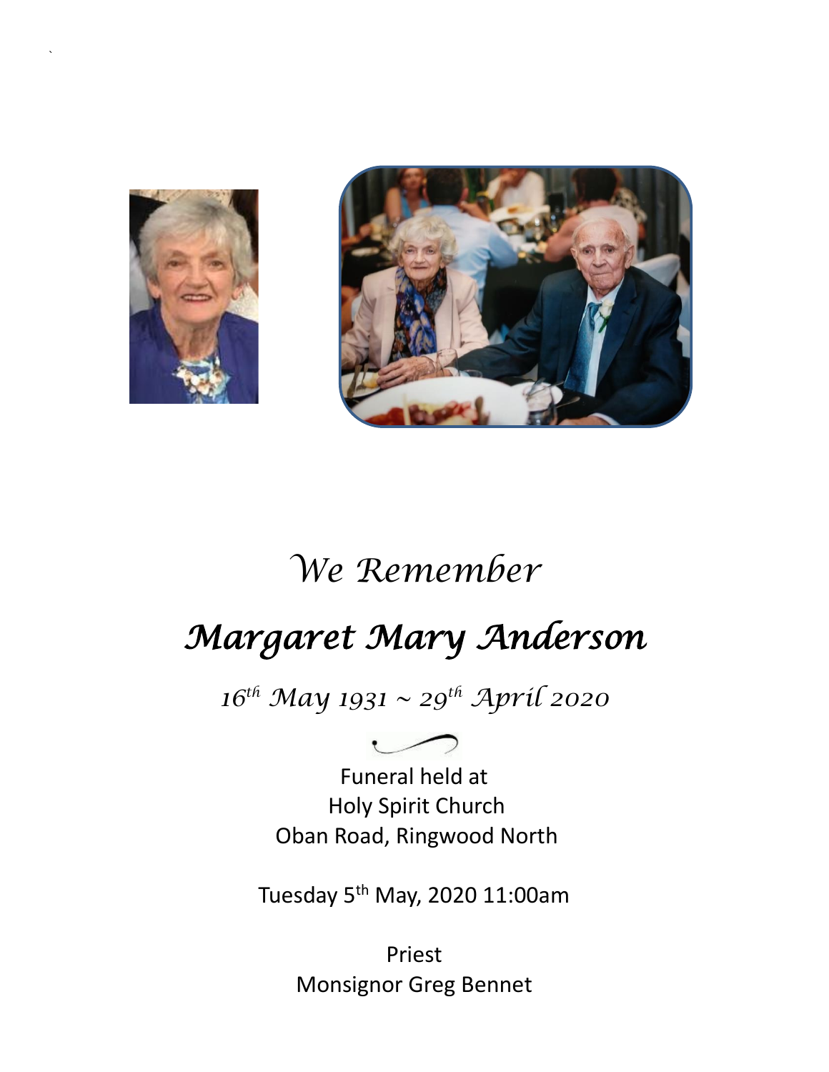*We Remember*

# *Margaret Mary Anderson*

*16th May 1931 ~ 29th April 2020*

Funeral held at
Holy Spirit Church
Oban Road, Ringwood North

Tuesday 5th May, 2020 11:00am

Priest
Monsignor Greg Bennet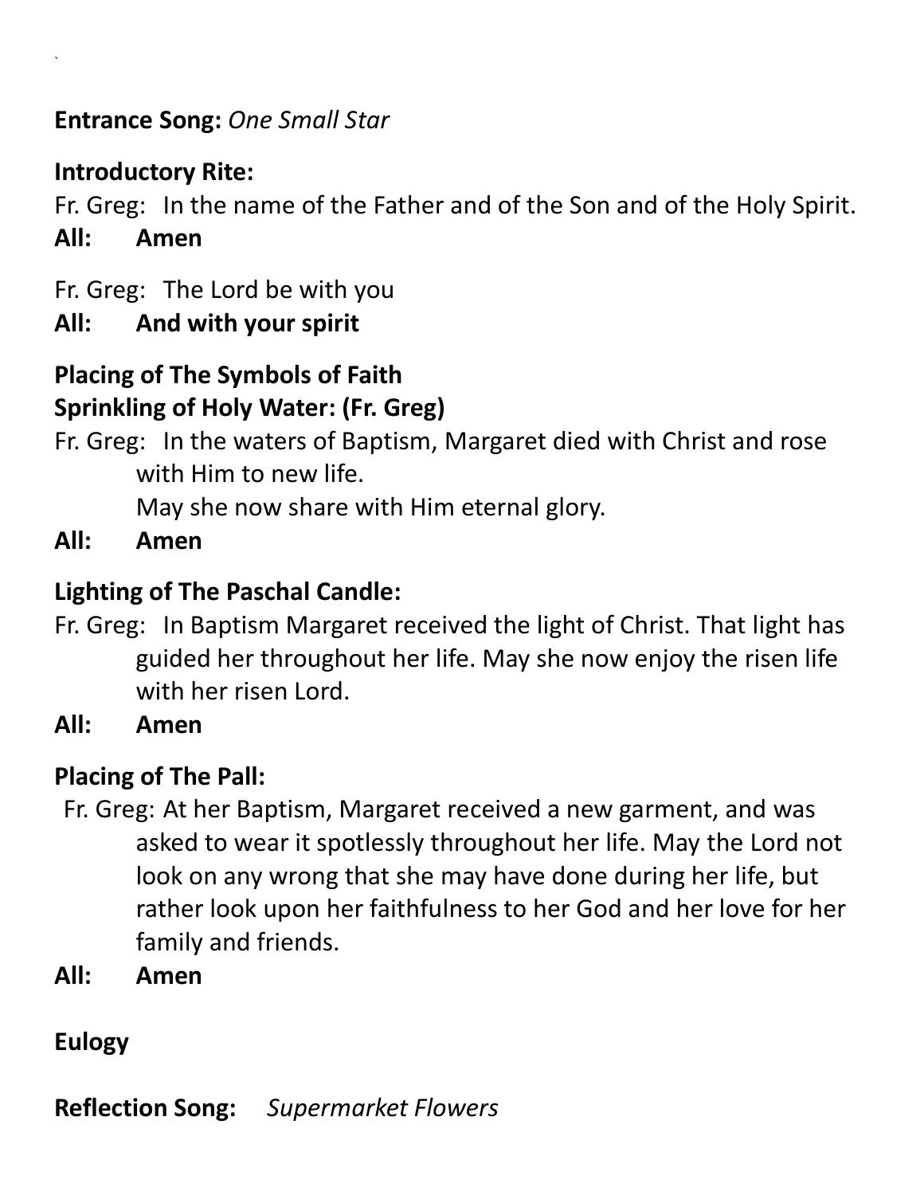**Entrance Song:** *One Small Star*

**Introductory Rite:**

Fr. Greg: In the name of the Father and of the Son and of the Holy Spirit.

**All: Amen**

Fr. Greg: The Lord be with you

**All: And with your spirit**

**Placing of The Symbols of Faith**

**Sprinkling of Holy Water: (Fr. Greg)**

Fr. Greg: In the waters of Baptism, Margaret died with Christ and rose with Him to new life.
May she now share with Him eternal glory.

**All: Amen**

**Lighting of The Paschal Candle:**

Fr. Greg: In Baptism Margaret received the light of Christ. That light has guided her throughout her life. May she now enjoy the risen life with her risen Lord.

**All: Amen**

**Placing of The Pall:**

Fr. Greg: At her Baptism, Margaret received a new garment, and was asked to wear it spotlessly throughout her life. May the Lord not look on any wrong that she may have done during her life, but rather look upon her faithfulness to her God and her love for her family and friends.

**All: Amen**

**Eulogy**

**Reflection Song:** *Supermarket Flowers*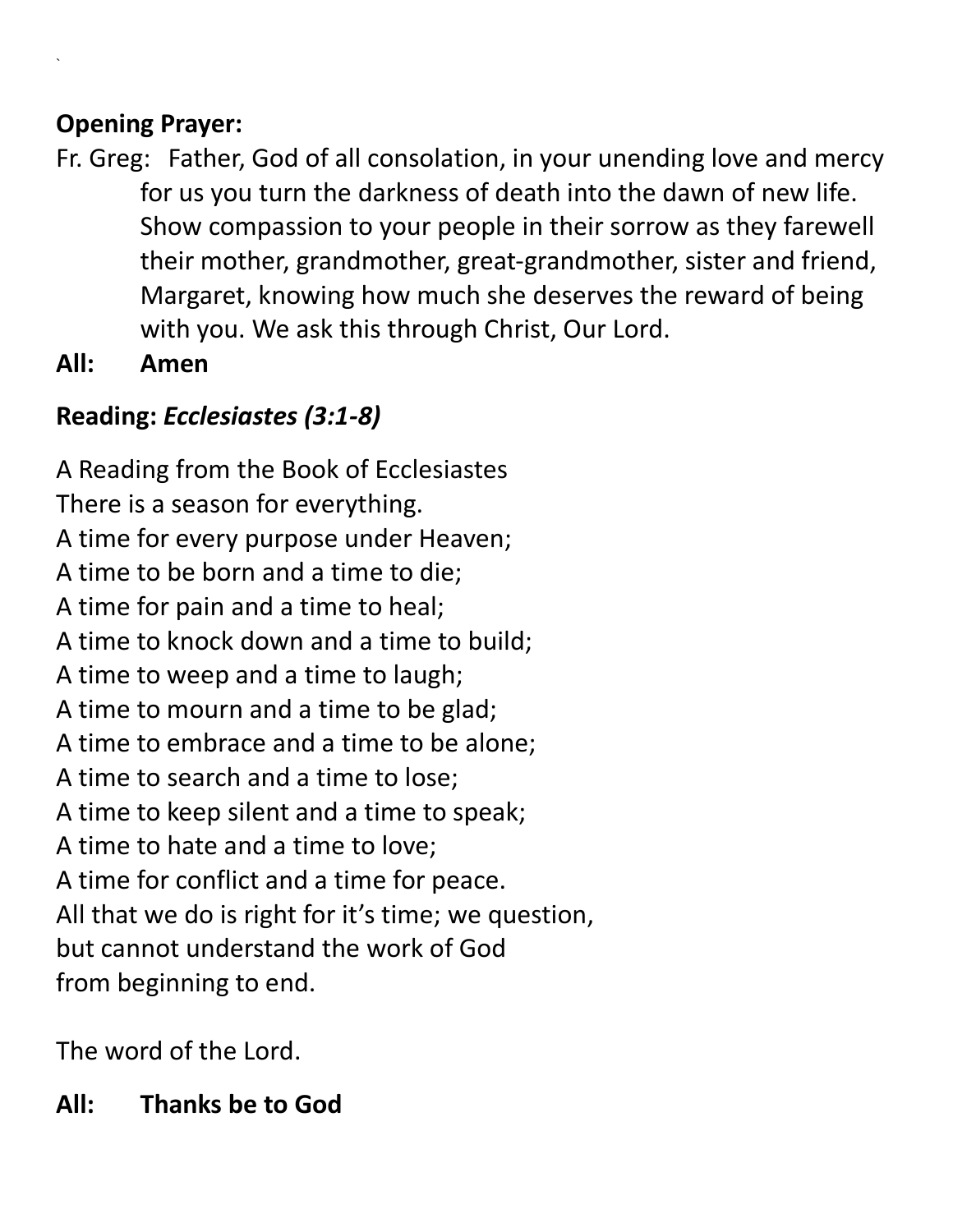**Opening Prayer:**

Fr. Greg: Father, God of all consolation, in your unending love and mercy for us you turn the darkness of death into the dawn of new life. Show compassion to your people in their sorrow as they farewell their mother, grandmother, great-grandmother, sister and friend, Margaret, knowing how much she deserves the reward of being with you. We ask this through Christ, Our Lord.

**All: Amen**

**Reading:** ***Ecclesiastes (3:1-8)***

A Reading from the Book of Ecclesiastes
There is a season for everything.
A time for every purpose under Heaven;
A time to be born and a time to die;
A time for pain and a time to heal;
A time to knock down and a time to build;
A time to weep and a time to laugh;
A time to mourn and a time to be glad;
A time to embrace and a time to be alone;
A time to search and a time to lose;
A time to keep silent and a time to speak;
A time to hate and a time to love;
A time for conflict and a time for peace.
All that we do is right for it's time; we question,
but cannot understand the work of God
from beginning to end.

The word of the Lord.

**All: Thanks be to God**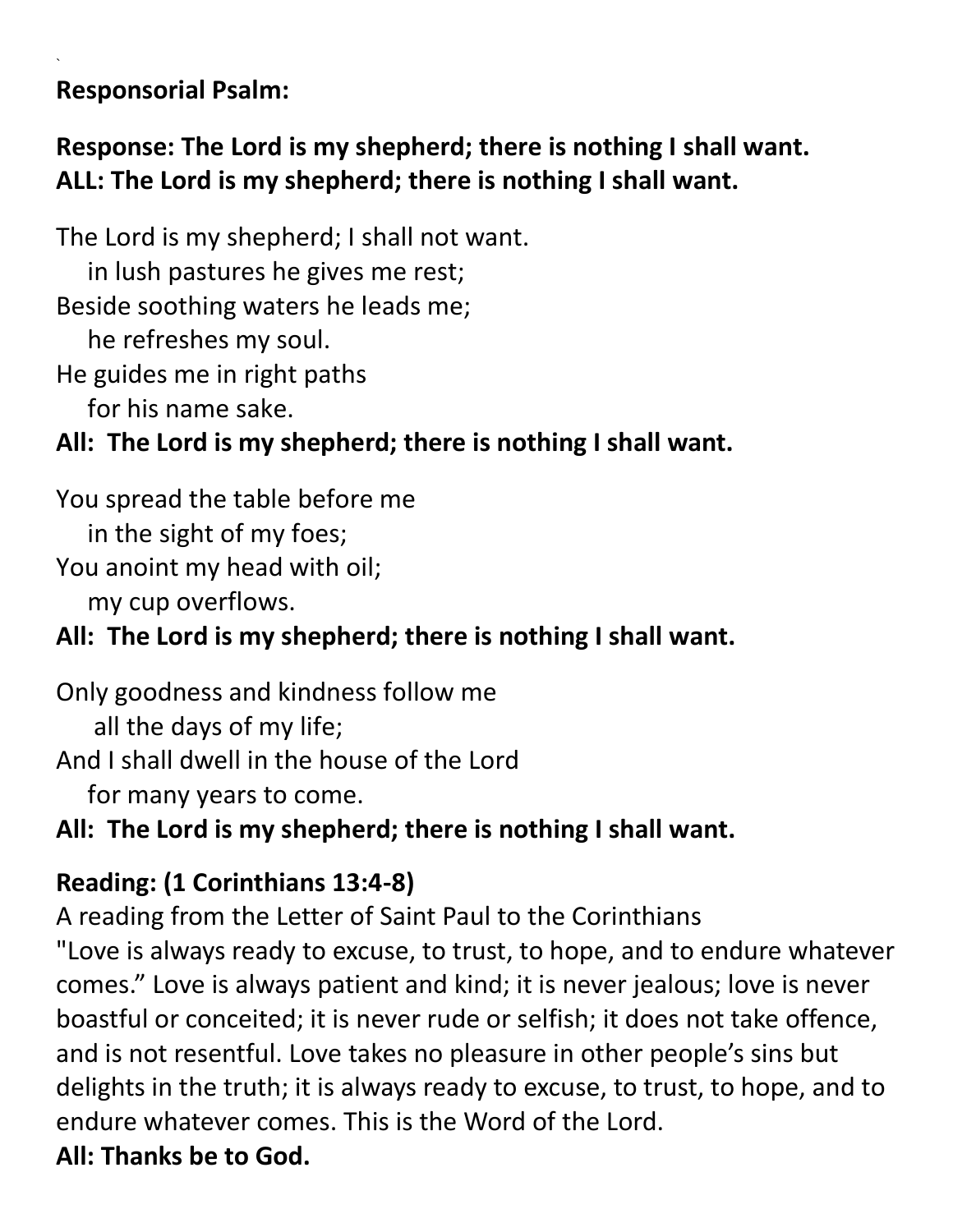**Responsorial Psalm:**

**Response: The Lord is my shepherd; there is nothing I shall want.**
**ALL: The Lord is my shepherd; there is nothing I shall want.**

The Lord is my shepherd; I shall not want.
in lush pastures he gives me rest;
Beside soothing waters he leads me;
he refreshes my soul.
He guides me in right paths
for his name sake.
**All: The Lord is my shepherd; there is nothing I shall want.**

You spread the table before me
in the sight of my foes;
You anoint my head with oil;
my cup overflows.
**All: The Lord is my shepherd; there is nothing I shall want.**

Only goodness and kindness follow me
all the days of my life;
And I shall dwell in the house of the Lord
for many years to come.
**All: The Lord is my shepherd; there is nothing I shall want.**

**Reading: (1 Corinthians 13:4-8)**
A reading from the Letter of Saint Paul to the Corinthians
"Love is always ready to excuse, to trust, to hope, and to endure whatever comes." Love is always patient and kind; it is never jealous; love is never boastful or conceited; it is never rude or selfish; it does not take offence, and is not resentful. Love takes no pleasure in other people's sins but delights in the truth; it is always ready to excuse, to trust, to hope, and to endure whatever comes. This is the Word of the Lord.
**All: Thanks be to God.**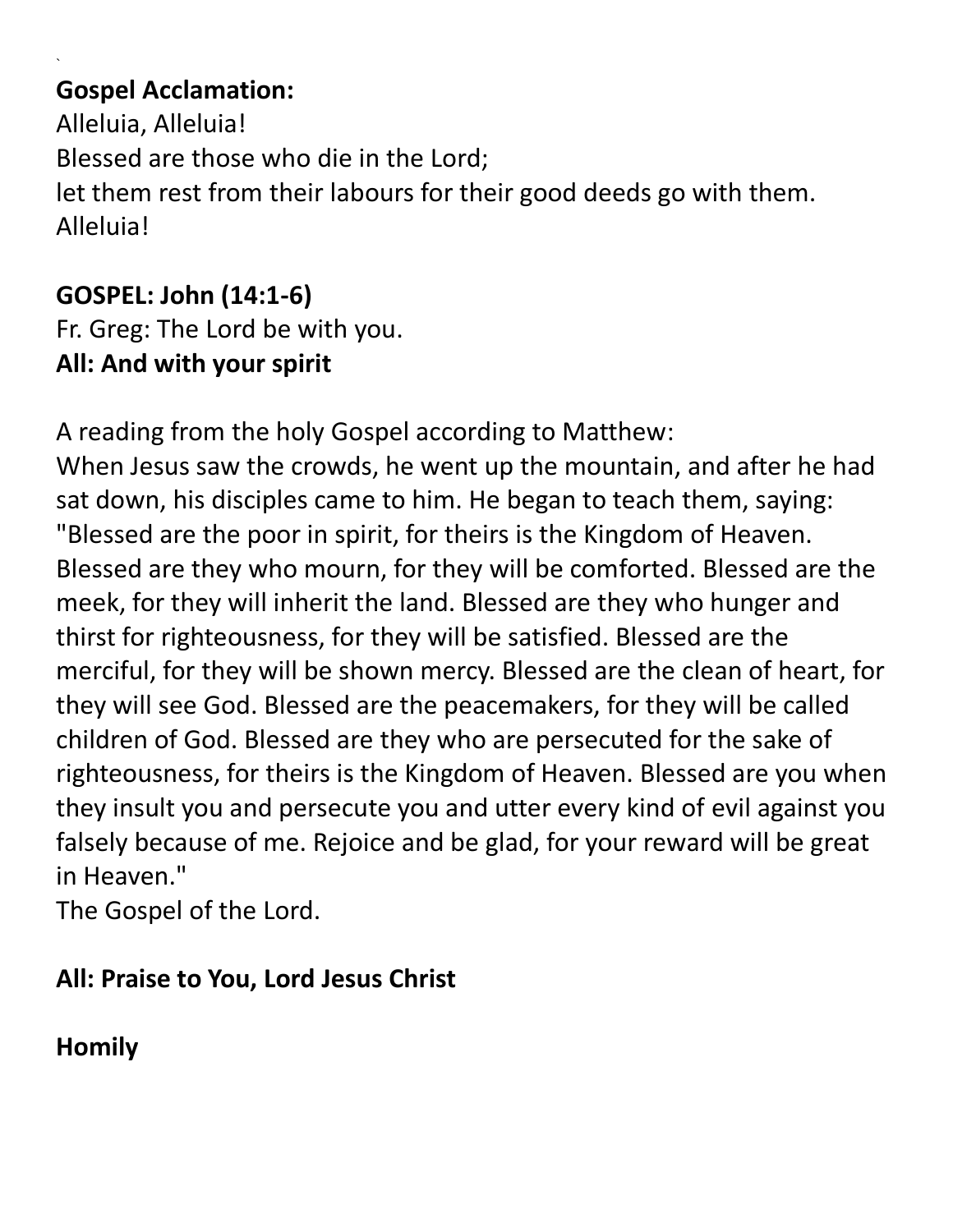`

**Gospel Acclamation:**

Alleluia, Alleluia!
Blessed are those who die in the Lord;
let them rest from their labours for their good deeds go with them.
Alleluia!

**GOSPEL: John (14:1-6)**

Fr. Greg: The Lord be with you.
**All: And with your spirit**

A reading from the holy Gospel according to Matthew:
When Jesus saw the crowds, he went up the mountain, and after he had sat down, his disciples came to him. He began to teach them, saying: "Blessed are the poor in spirit, for theirs is the Kingdom of Heaven. Blessed are they who mourn, for they will be comforted. Blessed are the meek, for they will inherit the land. Blessed are they who hunger and thirst for righteousness, for they will be satisfied. Blessed are the merciful, for they will be shown mercy. Blessed are the clean of heart, for they will see God. Blessed are the peacemakers, for they will be called children of God. Blessed are they who are persecuted for the sake of righteousness, for theirs is the Kingdom of Heaven. Blessed are you when they insult you and persecute you and utter every kind of evil against you falsely because of me. Rejoice and be glad, for your reward will be great in Heaven."
The Gospel of the Lord.

**All: Praise to You, Lord Jesus Christ**

**Homily**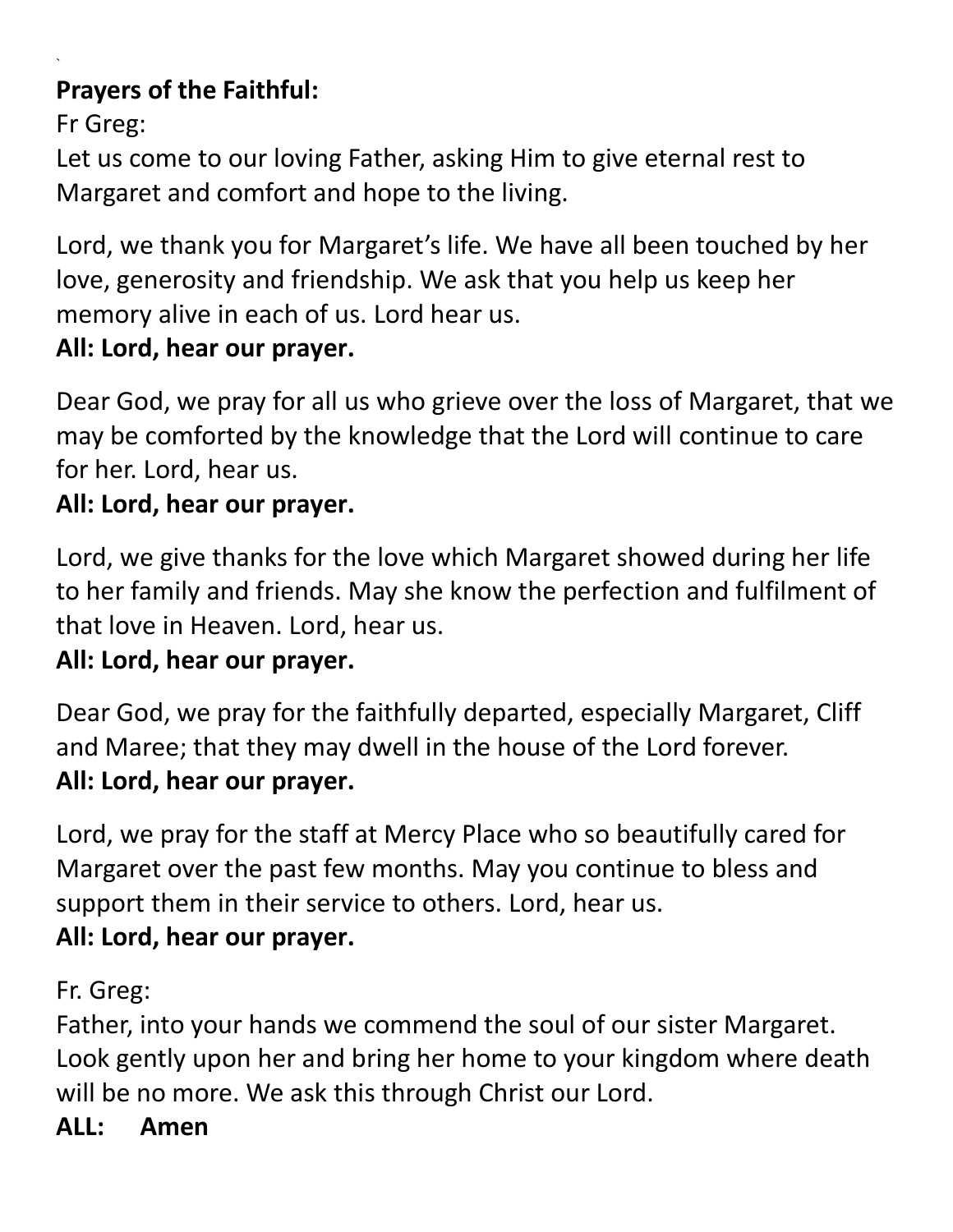**Prayers of the Faithful:**

Fr Greg:

Let us come to our loving Father, asking Him to give eternal rest to Margaret and comfort and hope to the living.

Lord, we thank you for Margaret's life. We have all been touched by her love, generosity and friendship. We ask that you help us keep her memory alive in each of us. Lord hear us.

**All: Lord, hear our prayer.**

Dear God, we pray for all us who grieve over the loss of Margaret, that we may be comforted by the knowledge that the Lord will continue to care for her. Lord, hear us.

**All: Lord, hear our prayer.**

Lord, we give thanks for the love which Margaret showed during her life to her family and friends. May she know the perfection and fulfilment of that love in Heaven. Lord, hear us.

**All: Lord, hear our prayer.**

Dear God, we pray for the faithfully departed, especially Margaret, Cliff and Maree; that they may dwell in the house of the Lord forever.

**All: Lord, hear our prayer.**

Lord, we pray for the staff at Mercy Place who so beautifully cared for Margaret over the past few months. May you continue to bless and support them in their service to others. Lord, hear us.

**All: Lord, hear our prayer.**

Fr. Greg:

Father, into your hands we commend the soul of our sister Margaret. Look gently upon her and bring her home to your kingdom where death will be no more. We ask this through Christ our Lord.

**ALL: Amen**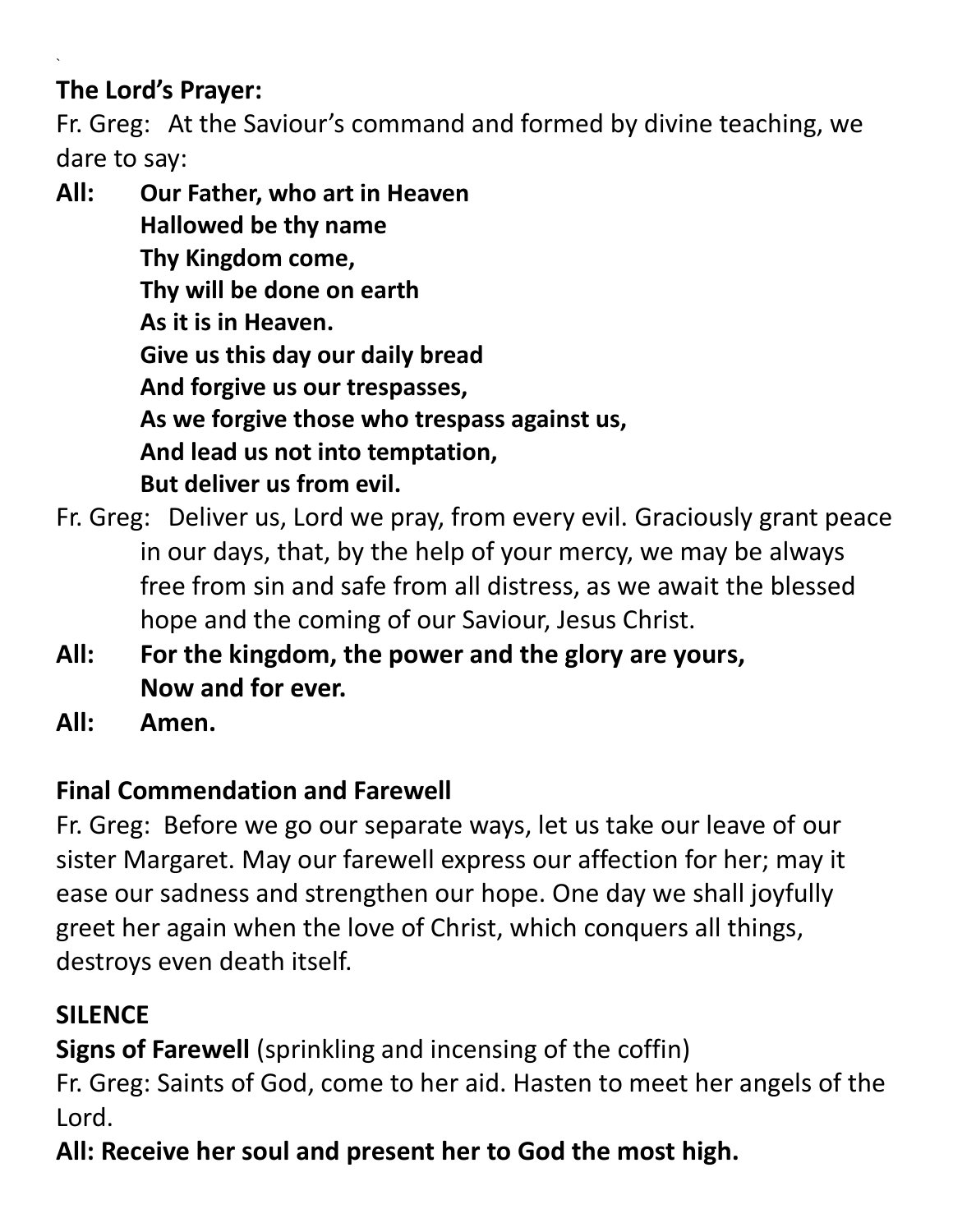**The Lord's Prayer:**

Fr. Greg: At the Saviour's command and formed by divine teaching, we dare to say:

**All: Our Father, who art in Heaven**
**Hallowed be thy name**
**Thy Kingdom come,**
**Thy will be done on earth**
**As it is in Heaven.**
**Give us this day our daily bread**
**And forgive us our trespasses,**
**As we forgive those who trespass against us,**
**And lead us not into temptation,**
**But deliver us from evil.**

Fr. Greg: Deliver us, Lord we pray, from every evil. Graciously grant peace in our days, that, by the help of your mercy, we may be always free from sin and safe from all distress, as we await the blessed hope and the coming of our Saviour, Jesus Christ.

**All: For the kingdom, the power and the glory are yours,**
**Now and for ever.**

**All: Amen.**

**Final Commendation and Farewell**

Fr. Greg: Before we go our separate ways, let us take our leave of our sister Margaret. May our farewell express our affection for her; may it ease our sadness and strengthen our hope. One day we shall joyfully greet her again when the love of Christ, which conquers all things, destroys even death itself.

**SILENCE**

**Signs of Farewell** (sprinkling and incensing of the coffin)

Fr. Greg: Saints of God, come to her aid. Hasten to meet her angels of the Lord.

**All: Receive her soul and present her to God the most high.**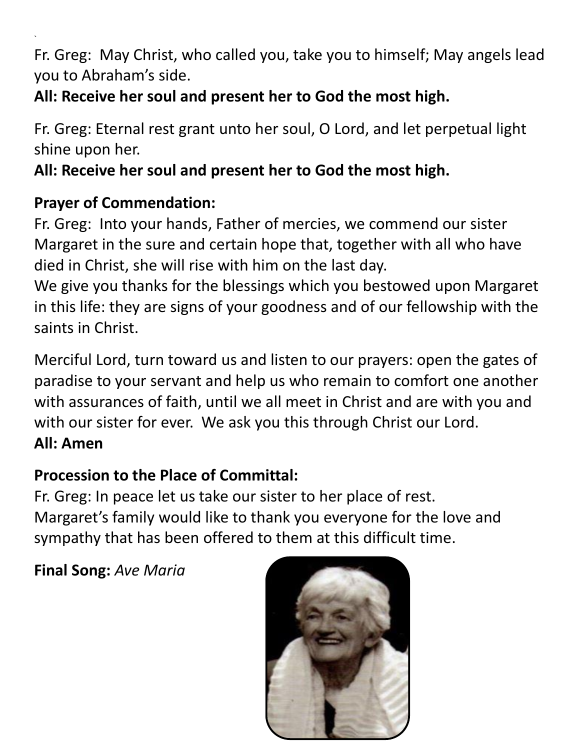Fr. Greg: May Christ, who called you, take you to himself; May angels lead you to Abraham's side.

**All: Receive her soul and present her to God the most high.**

Fr. Greg: Eternal rest grant unto her soul, O Lord, and let perpetual light shine upon her.

**All: Receive her soul and present her to God the most high.**

**Prayer of Commendation:**

Fr. Greg: Into your hands, Father of mercies, we commend our sister Margaret in the sure and certain hope that, together with all who have died in Christ, she will rise with him on the last day.
We give you thanks for the blessings which you bestowed upon Margaret in this life: they are signs of your goodness and of our fellowship with the saints in Christ.

Merciful Lord, turn toward us and listen to our prayers: open the gates of paradise to your servant and help us who remain to comfort one another with assurances of faith, until we all meet in Christ and are with you and with our sister for ever. We ask you this through Christ our Lord.

**All: Amen**

**Procession to the Place of Committal:**

Fr. Greg: In peace let us take our sister to her place of rest.
Margaret's family would like to thank you everyone for the love and sympathy that has been offered to them at this difficult time.

**Final Song:** *Ave Maria*